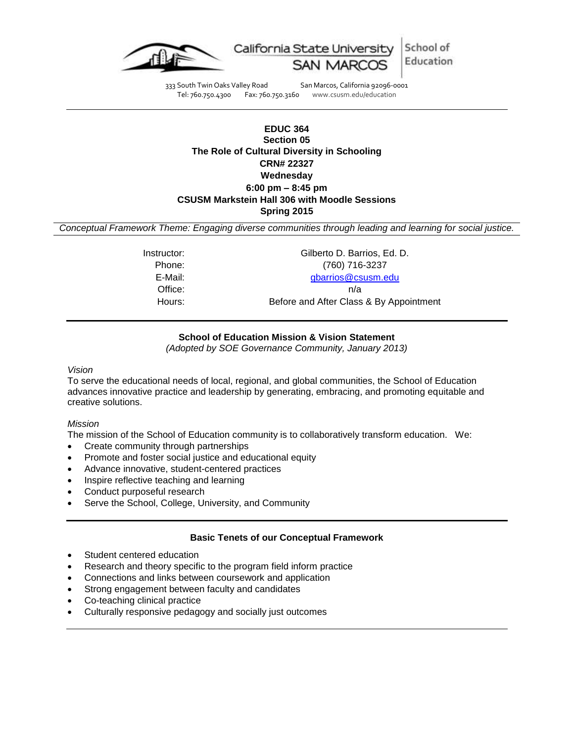California State University SAN MARCOS | School of Education

333 South Twin Oaks Valley Road San Marcos, California 92096-0001
Tel: 760.750.4300 Fax: 760.750.3160 www.csusm.edu/education

---

**EDUC 364**
**Section 05**
**The Role of Cultural Diversity in Schooling**
**CRN# 22327**
**Wednesday**
**6:00 pm – 8:45 pm**
**CSUSM Markstein Hall 306 with Moodle Sessions**
**Spring 2015**

*Conceptual Framework Theme: Engaging diverse communities through leading and learning for social justice.*

| | |
|---|---|
| Instructor: | Gilberto D. Barrios, Ed. D. |
| Phone: | (760) 716-3237 |
| E-Mail: | gbarrios@csusm.edu |
| Office: | n/a |
| Hours: | Before and After Class & By Appointment |

---

## School of Education Mission & Vision Statement

*(Adopted by SOE Governance Community, January 2013)*

*Vision*

To serve the educational needs of local, regional, and global communities, the School of Education advances innovative practice and leadership by generating, embracing, and promoting equitable and creative solutions.

*Mission*

The mission of the School of Education community is to collaboratively transform education. We:

- Create community through partnerships
- Promote and foster social justice and educational equity
- Advance innovative, student-centered practices
- Inspire reflective teaching and learning
- Conduct purposeful research
- Serve the School, College, University, and Community

---

## Basic Tenets of our Conceptual Framework

- Student centered education
- Research and theory specific to the program field inform practice
- Connections and links between coursework and application
- Strong engagement between faculty and candidates
- Co-teaching clinical practice
- Culturally responsive pedagogy and socially just outcomes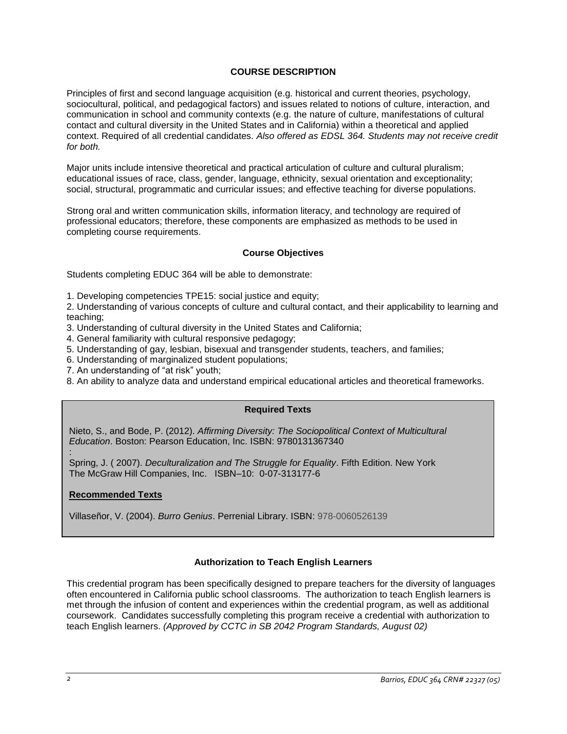## COURSE DESCRIPTION

Principles of first and second language acquisition (e.g. historical and current theories, psychology, sociocultural, political, and pedagogical factors) and issues related to notions of culture, interaction, and communication in school and community contexts (e.g. the nature of culture, manifestations of cultural contact and cultural diversity in the United States and in California) within a theoretical and applied context. Required of all credential candidates. *Also offered as EDSL 364. Students may not receive credit for both.*

Major units include intensive theoretical and practical articulation of culture and cultural pluralism; educational issues of race, class, gender, language, ethnicity, sexual orientation and exceptionality; social, structural, programmatic and curricular issues; and effective teaching for diverse populations.

Strong oral and written communication skills, information literacy, and technology are required of professional educators; therefore, these components are emphasized as methods to be used in completing course requirements.

### Course Objectives

Students completing EDUC 364 will be able to demonstrate:

1. Developing competencies TPE15: social justice and equity;
2. Understanding of various concepts of culture and cultural contact, and their applicability to learning and teaching;
3. Understanding of cultural diversity in the United States and California;
4. General familiarity with cultural responsive pedagogy;
5. Understanding of gay, lesbian, bisexual and transgender students, teachers, and families;
6. Understanding of marginalized student populations;
7. An understanding of "at risk" youth;
8. An ability to analyze data and understand empirical educational articles and theoretical frameworks.

### Required Texts

Nieto, S., and Bode, P. (2012). *Affirming Diversity: The Sociopolitical Context of Multicultural Education*. Boston: Pearson Education, Inc. ISBN: 9780131367340

:

Spring, J. ( 2007). *Deculturalization and The Struggle for Equality*. Fifth Edition. New York The McGraw Hill Companies, Inc. ISBN–10: 0-07-313177-6

**Recommended Texts**

Villaseñor, V. (2004). *Burro Genius*. Perrenial Library. ISBN: 978-0060526139

### Authorization to Teach English Learners

This credential program has been specifically designed to prepare teachers for the diversity of languages often encountered in California public school classrooms. The authorization to teach English learners is met through the infusion of content and experiences within the credential program, as well as additional coursework. Candidates successfully completing this program receive a credential with authorization to teach English learners. *(Approved by CCTC in SB 2042 Program Standards, August 02)*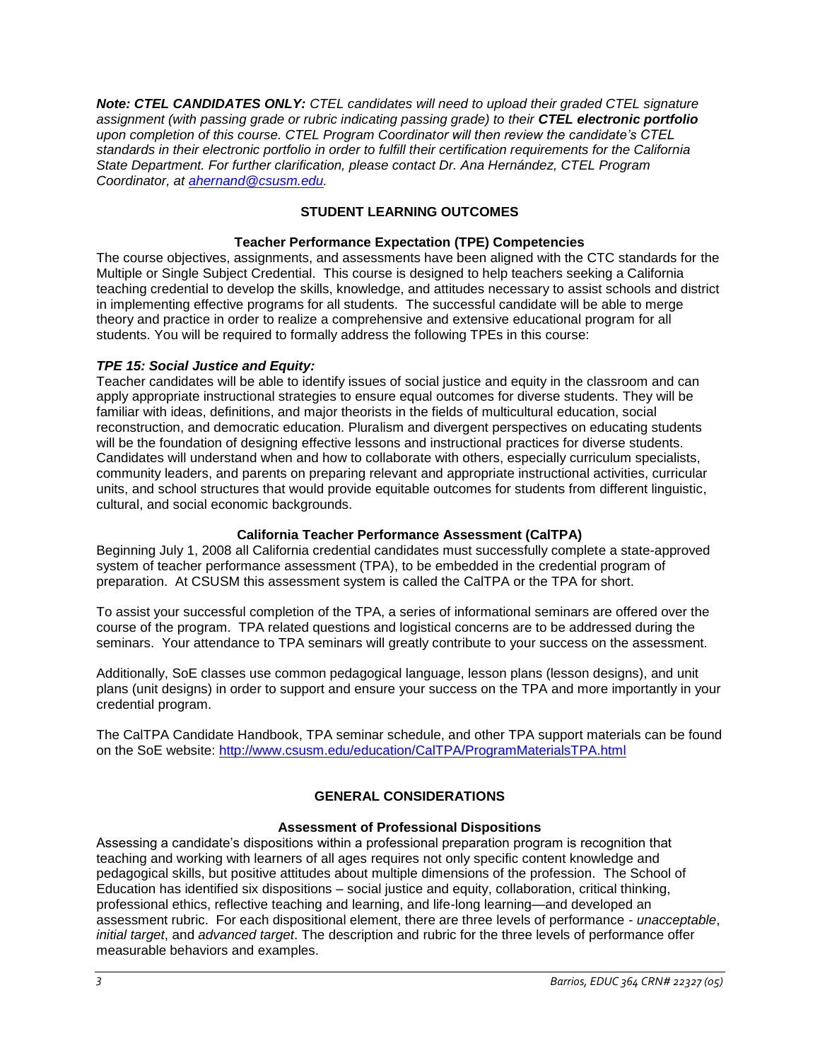*Note: **CTEL CANDIDATES ONLY:** CTEL candidates will need to upload their graded CTEL signature assignment (with passing grade or rubric indicating passing grade) to their **CTEL electronic portfolio** upon completion of this course. CTEL Program Coordinator will then review the candidate's CTEL standards in their electronic portfolio in order to fulfill their certification requirements for the California State Department. For further clarification, please contact Dr. Ana Hernández, CTEL Program Coordinator, at [ahernand@csusm.edu](mailto:ahernand@csusm.edu).*

## STUDENT LEARNING OUTCOMES

### Teacher Performance Expectation (TPE) Competencies

The course objectives, assignments, and assessments have been aligned with the CTC standards for the Multiple or Single Subject Credential. This course is designed to help teachers seeking a California teaching credential to develop the skills, knowledge, and attitudes necessary to assist schools and district in implementing effective programs for all students. The successful candidate will be able to merge theory and practice in order to realize a comprehensive and extensive educational program for all students. You will be required to formally address the following TPEs in this course:

***TPE 15: Social Justice and Equity:***

Teacher candidates will be able to identify issues of social justice and equity in the classroom and can apply appropriate instructional strategies to ensure equal outcomes for diverse students. They will be familiar with ideas, definitions, and major theorists in the fields of multicultural education, social reconstruction, and democratic education. Pluralism and divergent perspectives on educating students will be the foundation of designing effective lessons and instructional practices for diverse students. Candidates will understand when and how to collaborate with others, especially curriculum specialists, community leaders, and parents on preparing relevant and appropriate instructional activities, curricular units, and school structures that would provide equitable outcomes for students from different linguistic, cultural, and social economic backgrounds.

### California Teacher Performance Assessment (CalTPA)

Beginning July 1, 2008 all California credential candidates must successfully complete a state-approved system of teacher performance assessment (TPA), to be embedded in the credential program of preparation. At CSUSM this assessment system is called the CalTPA or the TPA for short.

To assist your successful completion of the TPA, a series of informational seminars are offered over the course of the program. TPA related questions and logistical concerns are to be addressed during the seminars. Your attendance to TPA seminars will greatly contribute to your success on the assessment.

Additionally, SoE classes use common pedagogical language, lesson plans (lesson designs), and unit plans (unit designs) in order to support and ensure your success on the TPA and more importantly in your credential program.

The CalTPA Candidate Handbook, TPA seminar schedule, and other TPA support materials can be found on the SoE website: [http://www.csusm.edu/education/CalTPA/ProgramMaterialsTPA.html](http://www.csusm.edu/education/CalTPA/ProgramMaterialsTPA.html)

## GENERAL CONSIDERATIONS

### Assessment of Professional Dispositions

Assessing a candidate's dispositions within a professional preparation program is recognition that teaching and working with learners of all ages requires not only specific content knowledge and pedagogical skills, but positive attitudes about multiple dimensions of the profession. The School of Education has identified six dispositions – social justice and equity, collaboration, critical thinking, professional ethics, reflective teaching and learning, and life-long learning—and developed an assessment rubric. For each dispositional element, there are three levels of performance - *unacceptable*, *initial target*, and *advanced target*. The description and rubric for the three levels of performance offer measurable behaviors and examples.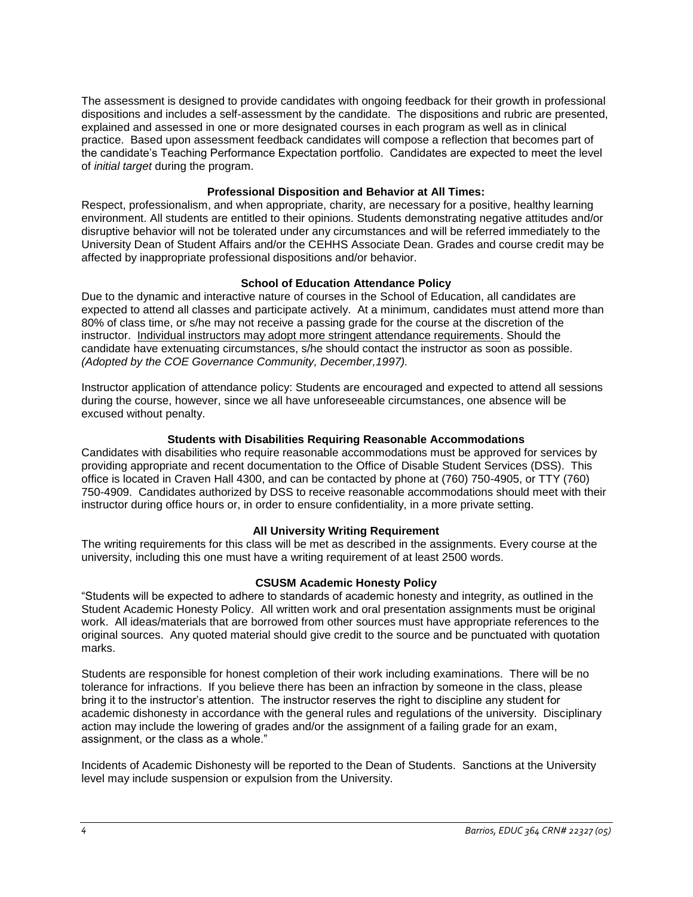The assessment is designed to provide candidates with ongoing feedback for their growth in professional dispositions and includes a self-assessment by the candidate. The dispositions and rubric are presented, explained and assessed in one or more designated courses in each program as well as in clinical practice. Based upon assessment feedback candidates will compose a reflection that becomes part of the candidate's Teaching Performance Expectation portfolio. Candidates are expected to meet the level of *initial target* during the program.

### Professional Disposition and Behavior at All Times:

Respect, professionalism, and when appropriate, charity, are necessary for a positive, healthy learning environment. All students are entitled to their opinions. Students demonstrating negative attitudes and/or disruptive behavior will not be tolerated under any circumstances and will be referred immediately to the University Dean of Student Affairs and/or the CEHHS Associate Dean. Grades and course credit may be affected by inappropriate professional dispositions and/or behavior.

### School of Education Attendance Policy

Due to the dynamic and interactive nature of courses in the School of Education, all candidates are expected to attend all classes and participate actively. At a minimum, candidates must attend more than 80% of class time, or s/he may not receive a passing grade for the course at the discretion of the instructor. <u>Individual instructors may adopt more stringent attendance requirements</u>. Should the candidate have extenuating circumstances, s/he should contact the instructor as soon as possible. *(Adopted by the COE Governance Community, December,1997).*

Instructor application of attendance policy: Students are encouraged and expected to attend all sessions during the course, however, since we all have unforeseeable circumstances, one absence will be excused without penalty.

### Students with Disabilities Requiring Reasonable Accommodations

Candidates with disabilities who require reasonable accommodations must be approved for services by providing appropriate and recent documentation to the Office of Disable Student Services (DSS). This office is located in Craven Hall 4300, and can be contacted by phone at (760) 750-4905, or TTY (760) 750-4909. Candidates authorized by DSS to receive reasonable accommodations should meet with their instructor during office hours or, in order to ensure confidentiality, in a more private setting.

### All University Writing Requirement

The writing requirements for this class will be met as described in the assignments. Every course at the university, including this one must have a writing requirement of at least 2500 words.

### CSUSM Academic Honesty Policy

"Students will be expected to adhere to standards of academic honesty and integrity, as outlined in the Student Academic Honesty Policy. All written work and oral presentation assignments must be original work. All ideas/materials that are borrowed from other sources must have appropriate references to the original sources. Any quoted material should give credit to the source and be punctuated with quotation marks.

Students are responsible for honest completion of their work including examinations. There will be no tolerance for infractions. If you believe there has been an infraction by someone in the class, please bring it to the instructor's attention. The instructor reserves the right to discipline any student for academic dishonesty in accordance with the general rules and regulations of the university. Disciplinary action may include the lowering of grades and/or the assignment of a failing grade for an exam, assignment, or the class as a whole."

Incidents of Academic Dishonesty will be reported to the Dean of Students. Sanctions at the University level may include suspension or expulsion from the University.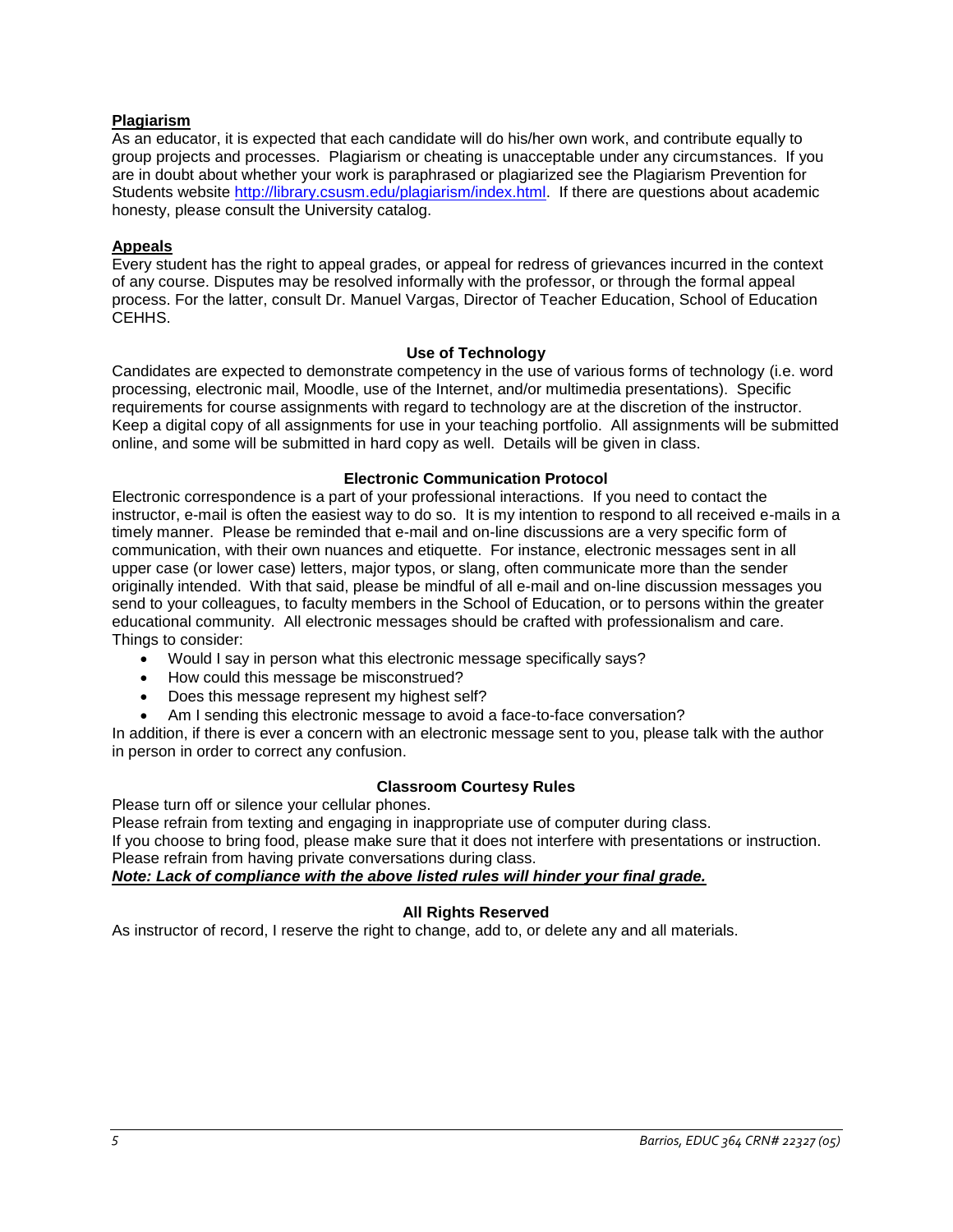### Plagiarism

As an educator, it is expected that each candidate will do his/her own work, and contribute equally to group projects and processes. Plagiarism or cheating is unacceptable under any circumstances. If you are in doubt about whether your work is paraphrased or plagiarized see the Plagiarism Prevention for Students website [http://library.csusm.edu/plagiarism/index.html](http://library.csusm.edu/plagiarism/index.html). If there are questions about academic honesty, please consult the University catalog.

### Appeals

Every student has the right to appeal grades, or appeal for redress of grievances incurred in the context of any course. Disputes may be resolved informally with the professor, or through the formal appeal process. For the latter, consult Dr. Manuel Vargas, Director of Teacher Education, School of Education CEHHS.

## Use of Technology

Candidates are expected to demonstrate competency in the use of various forms of technology (i.e. word processing, electronic mail, Moodle, use of the Internet, and/or multimedia presentations). Specific requirements for course assignments with regard to technology are at the discretion of the instructor. Keep a digital copy of all assignments for use in your teaching portfolio. All assignments will be submitted online, and some will be submitted in hard copy as well. Details will be given in class.

## Electronic Communication Protocol

Electronic correspondence is a part of your professional interactions. If you need to contact the instructor, e-mail is often the easiest way to do so. It is my intention to respond to all received e-mails in a timely manner. Please be reminded that e-mail and on-line discussions are a very specific form of communication, with their own nuances and etiquette. For instance, electronic messages sent in all upper case (or lower case) letters, major typos, or slang, often communicate more than the sender originally intended. With that said, please be mindful of all e-mail and on-line discussion messages you send to your colleagues, to faculty members in the School of Education, or to persons within the greater educational community. All electronic messages should be crafted with professionalism and care.
Things to consider:

- Would I say in person what this electronic message specifically says?
- How could this message be misconstrued?
- Does this message represent my highest self?
- Am I sending this electronic message to avoid a face-to-face conversation?

In addition, if there is ever a concern with an electronic message sent to you, please talk with the author in person in order to correct any confusion.

## Classroom Courtesy Rules

Please turn off or silence your cellular phones.
Please refrain from texting and engaging in inappropriate use of computer during class.
If you choose to bring food, please make sure that it does not interfere with presentations or instruction.
Please refrain from having private conversations during class.
***Note: Lack of compliance with the above listed rules will hinder your final grade.***

## All Rights Reserved

As instructor of record, I reserve the right to change, add to, or delete any and all materials.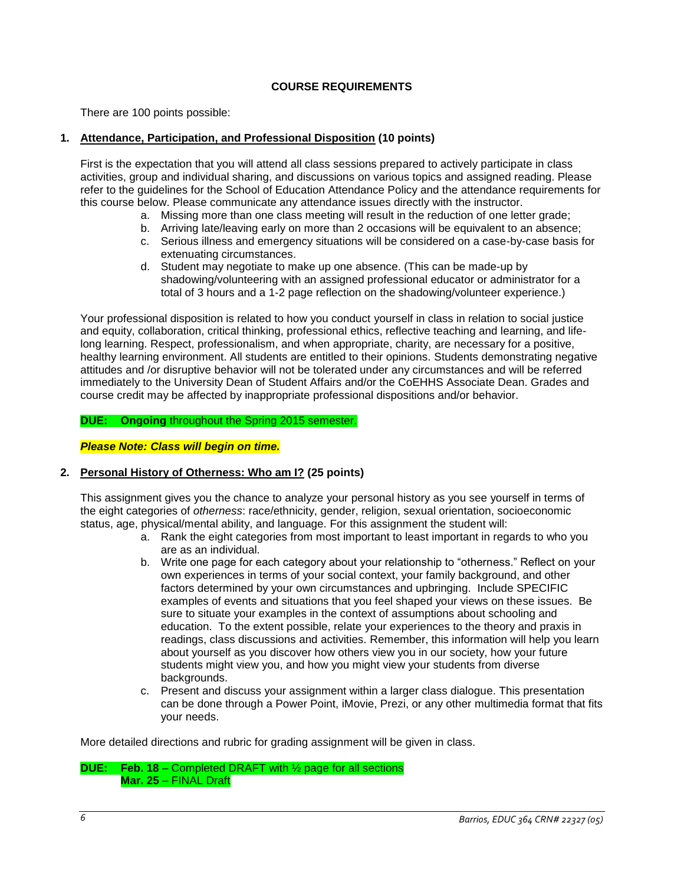## COURSE REQUIREMENTS

There are 100 points possible:

### 1. Attendance, Participation, and Professional Disposition (10 points)

First is the expectation that you will attend all class sessions prepared to actively participate in class activities, group and individual sharing, and discussions on various topics and assigned reading. Please refer to the guidelines for the School of Education Attendance Policy and the attendance requirements for this course below. Please communicate any attendance issues directly with the instructor.

a. Missing more than one class meeting will result in the reduction of one letter grade;
b. Arriving late/leaving early on more than 2 occasions will be equivalent to an absence;
c. Serious illness and emergency situations will be considered on a case-by-case basis for extenuating circumstances.
d. Student may negotiate to make up one absence. (This can be made-up by shadowing/volunteering with an assigned professional educator or administrator for a total of 3 hours and a 1-2 page reflection on the shadowing/volunteer experience.)

Your professional disposition is related to how you conduct yourself in class in relation to social justice and equity, collaboration, critical thinking, professional ethics, reflective teaching and learning, and life-long learning. Respect, professionalism, and when appropriate, charity, are necessary for a positive, healthy learning environment. All students are entitled to their opinions. Students demonstrating negative attitudes and /or disruptive behavior will not be tolerated under any circumstances and will be referred immediately to the University Dean of Student Affairs and/or the CoEHHS Associate Dean. Grades and course credit may be affected by inappropriate professional dispositions and/or behavior.

**DUE: Ongoing** throughout the Spring 2015 semester.

***Please Note: Class will begin on time.***

### 2. Personal History of Otherness: Who am I? (25 points)

This assignment gives you the chance to analyze your personal history as you see yourself in terms of the eight categories of *otherness*: race/ethnicity, gender, religion, sexual orientation, socioeconomic status, age, physical/mental ability, and language. For this assignment the student will:

a. Rank the eight categories from most important to least important in regards to who you are as an individual.
b. Write one page for each category about your relationship to "otherness." Reflect on your own experiences in terms of your social context, your family background, and other factors determined by your own circumstances and upbringing. Include SPECIFIC examples of events and situations that you feel shaped your views on these issues. Be sure to situate your examples in the context of assumptions about schooling and education. To the extent possible, relate your experiences to the theory and praxis in readings, class discussions and activities. Remember, this information will help you learn about yourself as you discover how others view you in our society, how your future students might view you, and how you might view your students from diverse backgrounds.
c. Present and discuss your assignment within a larger class dialogue. This presentation can be done through a Power Point, iMovie, Prezi, or any other multimedia format that fits your needs.

More detailed directions and rubric for grading assignment will be given in class.

**DUE: Feb. 18** – Completed DRAFT with ½ page for all sections
**Mar. 25** – FINAL Draft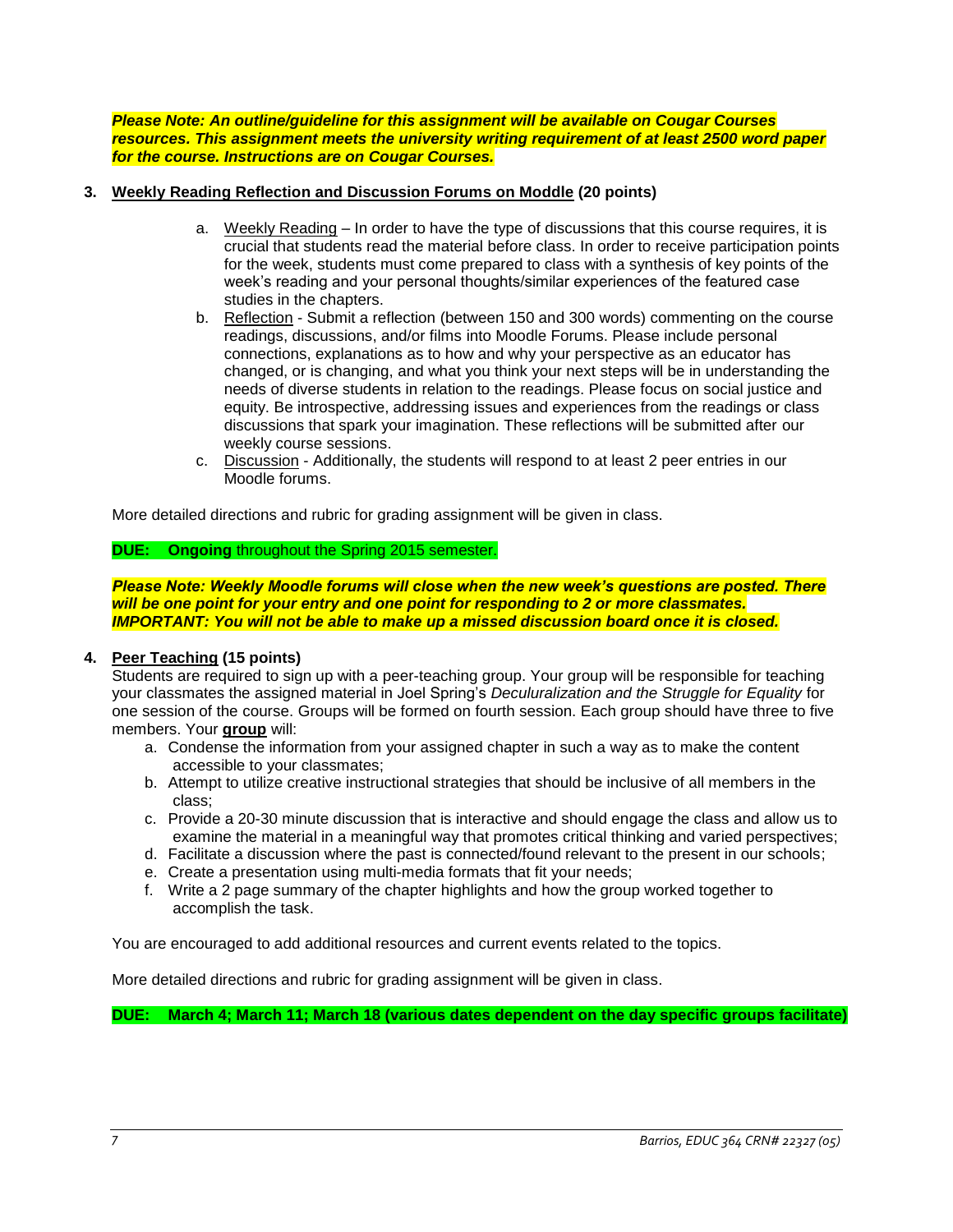***Please Note: An outline/guideline for this assignment will be available on Cougar Courses resources. This assignment meets the university writing requirement of at least 2500 word paper for the course. Instructions are on Cougar Courses.***

3. **Weekly Reading Reflection and Discussion Forums on Moddle (20 points)**

   a. Weekly Reading – In order to have the type of discussions that this course requires, it is crucial that students read the material before class. In order to receive participation points for the week, students must come prepared to class with a synthesis of key points of the week's reading and your personal thoughts/similar experiences of the featured case studies in the chapters.

   b. Reflection - Submit a reflection (between 150 and 300 words) commenting on the course readings, discussions, and/or films into Moodle Forums. Please include personal connections, explanations as to how and why your perspective as an educator has changed, or is changing, and what you think your next steps will be in understanding the needs of diverse students in relation to the readings. Please focus on social justice and equity. Be introspective, addressing issues and experiences from the readings or class discussions that spark your imagination. These reflections will be submitted after our weekly course sessions.

   c. Discussion - Additionally, the students will respond to at least 2 peer entries in our Moodle forums.

More detailed directions and rubric for grading assignment will be given in class.

**DUE: Ongoing** throughout the Spring 2015 semester.

***Please Note: Weekly Moodle forums will close when the new week's questions are posted. There will be one point for your entry and one point for responding to 2 or more classmates. IMPORTANT: You will not be able to make up a missed discussion board once it is closed.***

4. **Peer Teaching (15 points)**

Students are required to sign up with a peer-teaching group. Your group will be responsible for teaching your classmates the assigned material in Joel Spring's *Deculturalization and the Struggle for Equality* for one session of the course. Groups will be formed on fourth session. Each group should have three to five members. Your **group** will:

a. Condense the information from your assigned chapter in such a way as to make the content accessible to your classmates;
b. Attempt to utilize creative instructional strategies that should be inclusive of all members in the class;
c. Provide a 20-30 minute discussion that is interactive and should engage the class and allow us to examine the material in a meaningful way that promotes critical thinking and varied perspectives;
d. Facilitate a discussion where the past is connected/found relevant to the present in our schools;
e. Create a presentation using multi-media formats that fit your needs;
f. Write a 2 page summary of the chapter highlights and how the group worked together to accomplish the task.

You are encouraged to add additional resources and current events related to the topics.

More detailed directions and rubric for grading assignment will be given in class.

**DUE: March 4; March 11; March 18 (various dates dependent on the day specific groups facilitate)**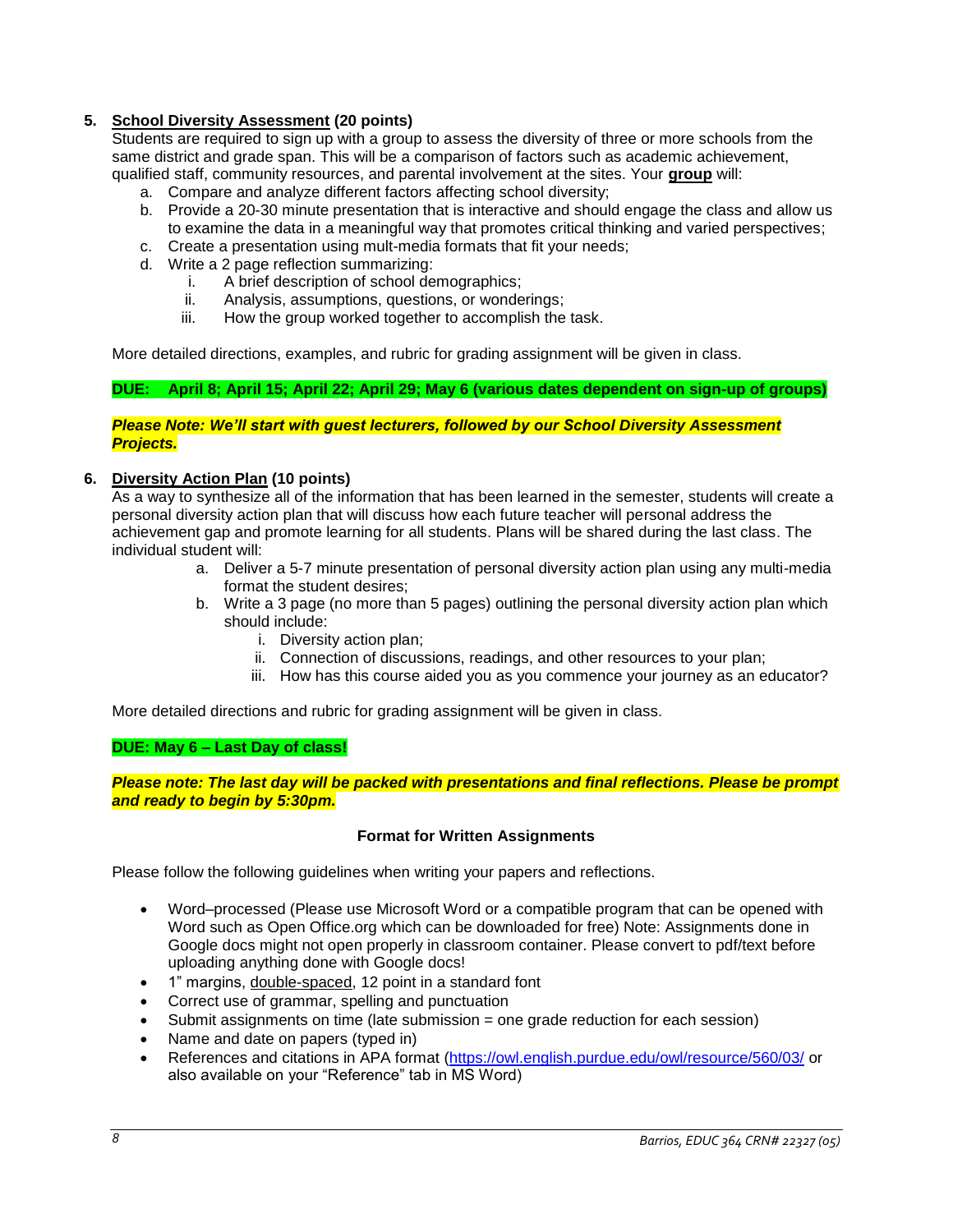5. **School Diversity Assessment (20 points)**
   Students are required to sign up with a group to assess the diversity of three or more schools from the same district and grade span. This will be a comparison of factors such as academic achievement, qualified staff, community resources, and parental involvement at the sites. Your **group** will:
   a. Compare and analyze different factors affecting school diversity;
   b. Provide a 20-30 minute presentation that is interactive and should engage the class and allow us to examine the data in a meaningful way that promotes critical thinking and varied perspectives;
   c. Create a presentation using mult-media formats that fit your needs;
   d. Write a 2 page reflection summarizing:
      i. A brief description of school demographics;
      ii. Analysis, assumptions, questions, or wonderings;
      iii. How the group worked together to accomplish the task.

   More detailed directions, examples, and rubric for grading assignment will be given in class.

   **DUE: April 8; April 15; April 22; April 29; May 6 (various dates dependent on sign-up of groups)**

   ***Please Note: We'll start with guest lecturers, followed by our School Diversity Assessment Projects.***

6. **Diversity Action Plan (10 points)**
   As a way to synthesize all of the information that has been learned in the semester, students will create a personal diversity action plan that will discuss how each future teacher will personal address the achievement gap and promote learning for all students. Plans will be shared during the last class. The individual student will:
   a. Deliver a 5-7 minute presentation of personal diversity action plan using any multi-media format the student desires;
   b. Write a 3 page (no more than 5 pages) outlining the personal diversity action plan which should include:
      i. Diversity action plan;
      ii. Connection of discussions, readings, and other resources to your plan;
      iii. How has this course aided you as you commence your journey as an educator?

   More detailed directions and rubric for grading assignment will be given in class.

   **DUE: May 6 – Last Day of class!**

   ***Please note: The last day will be packed with presentations and final reflections. Please be prompt and ready to begin by 5:30pm.***

### Format for Written Assignments

Please follow the following guidelines when writing your papers and reflections.

- Word–processed (Please use Microsoft Word or a compatible program that can be opened with Word such as Open Office.org which can be downloaded for free) Note: Assignments done in Google docs might not open properly in classroom container. Please convert to pdf/text before uploading anything done with Google docs!
- 1" margins, double-spaced, 12 point in a standard font
- Correct use of grammar, spelling and punctuation
- Submit assignments on time (late submission = one grade reduction for each session)
- Name and date on papers (typed in)
- References and citations in APA format (https://owl.english.purdue.edu/owl/resource/560/03/ or also available on your "Reference" tab in MS Word)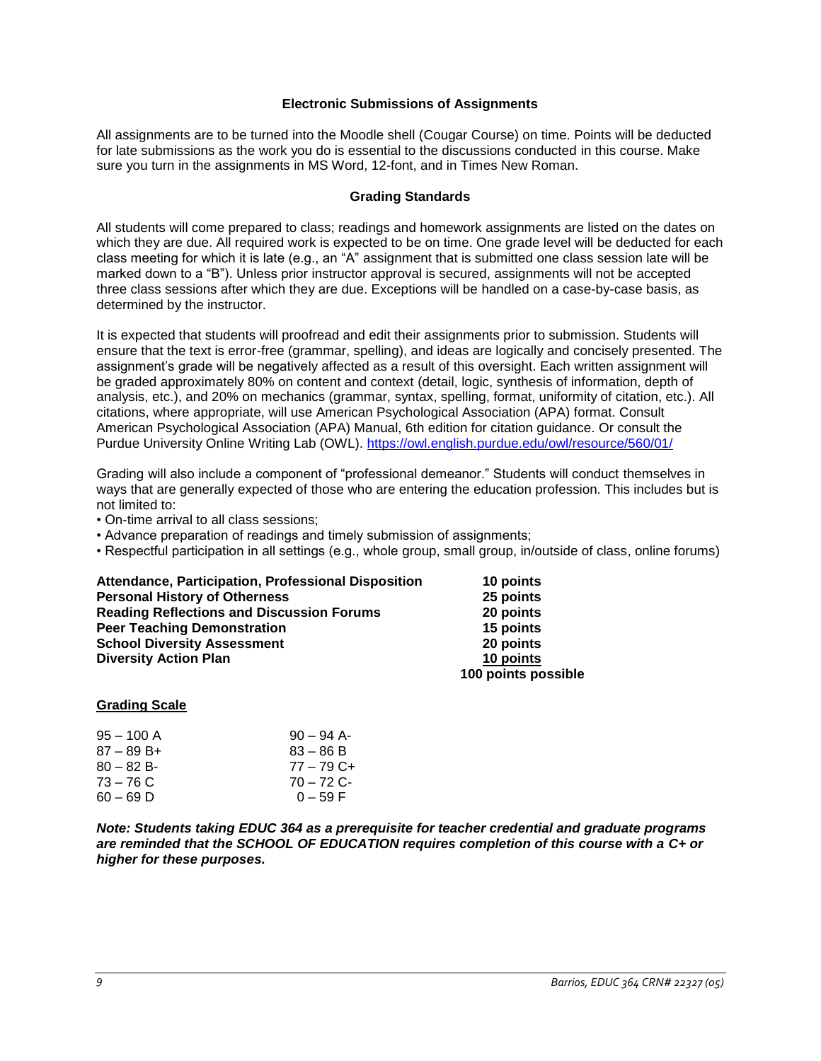### Electronic Submissions of Assignments

All assignments are to be turned into the Moodle shell (Cougar Course) on time. Points will be deducted for late submissions as the work you do is essential to the discussions conducted in this course. Make sure you turn in the assignments in MS Word, 12-font, and in Times New Roman.

### Grading Standards

All students will come prepared to class; readings and homework assignments are listed on the dates on which they are due. All required work is expected to be on time. One grade level will be deducted for each class meeting for which it is late (e.g., an "A" assignment that is submitted one class session late will be marked down to a "B"). Unless prior instructor approval is secured, assignments will not be accepted three class sessions after which they are due. Exceptions will be handled on a case-by-case basis, as determined by the instructor.

It is expected that students will proofread and edit their assignments prior to submission. Students will ensure that the text is error-free (grammar, spelling), and ideas are logically and concisely presented. The assignment's grade will be negatively affected as a result of this oversight. Each written assignment will be graded approximately 80% on content and context (detail, logic, synthesis of information, depth of analysis, etc.), and 20% on mechanics (grammar, syntax, spelling, format, uniformity of citation, etc.). All citations, where appropriate, will use American Psychological Association (APA) format. Consult American Psychological Association (APA) Manual, 6th edition for citation guidance. Or consult the Purdue University Online Writing Lab (OWL). https://owl.english.purdue.edu/owl/resource/560/01/

Grading will also include a component of "professional demeanor." Students will conduct themselves in ways that are generally expected of those who are entering the education profession. This includes but is not limited to:

- On-time arrival to all class sessions;
- Advance preparation of readings and timely submission of assignments;
- Respectful participation in all settings (e.g., whole group, small group, in/outside of class, online forums)

| Assignment | Points |
|---|---|
| **Attendance, Participation, Professional Disposition** | **10 points** |
| **Personal History of Otherness** | **25 points** |
| **Reading Reflections and Discussion Forums** | **20 points** |
| **Peer Teaching Demonstration** | **15 points** |
| **School Diversity Assessment** | **20 points** |
| **Diversity Action Plan** | **10 points** |
| | **100 points possible** |

**Grading Scale**

| | |
|---|---|
| 95 – 100 A | 90 – 94 A- |
| 87 – 89 B+ | 83 – 86 B |
| 80 – 82 B- | 77 – 79 C+ |
| 73 – 76 C | 70 – 72 C- |
| 60 – 69 D | 0 – 59 F |

***Note: Students taking EDUC 364 as a prerequisite for teacher credential and graduate programs are reminded that the SCHOOL OF EDUCATION requires completion of this course with a C+ or higher for these purposes.***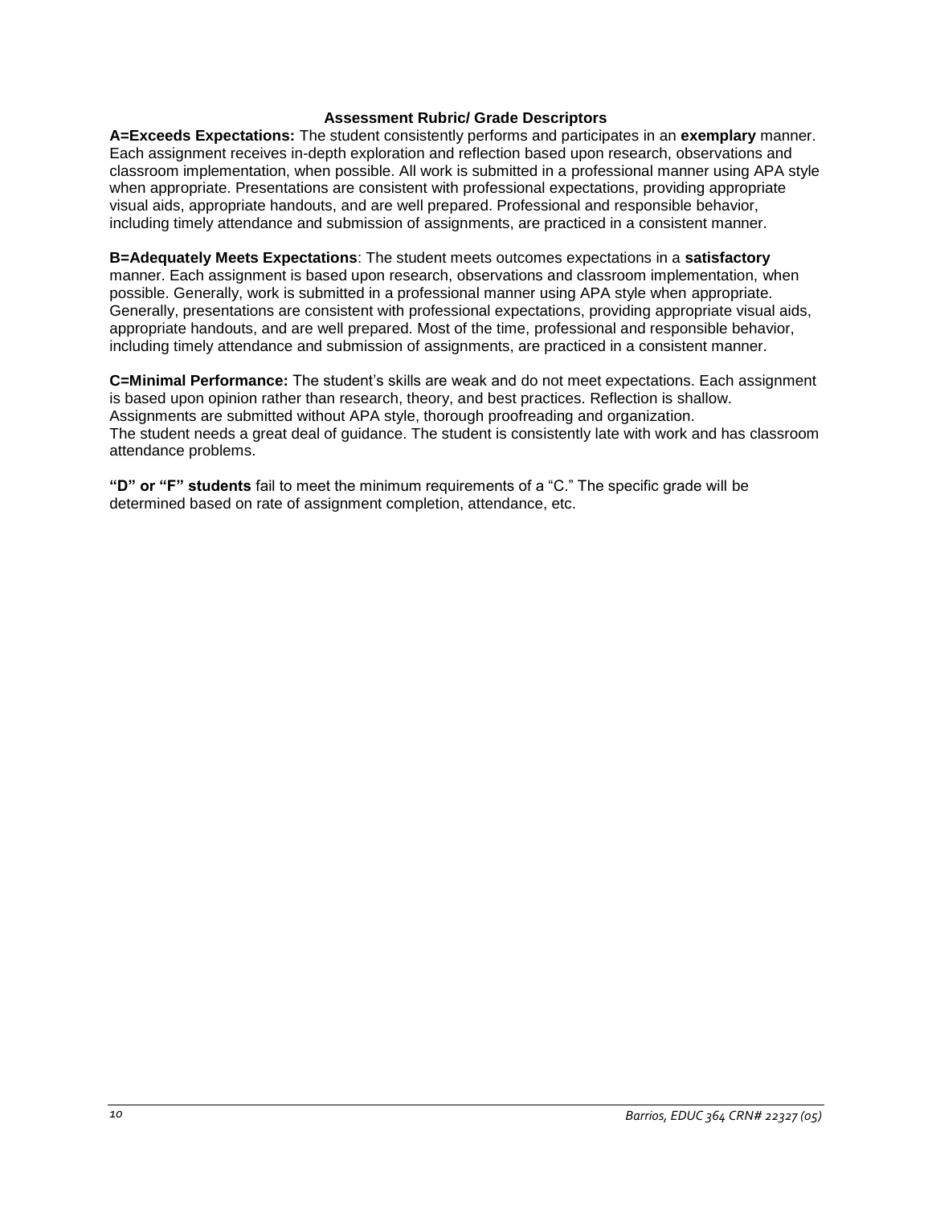## Assessment Rubric/ Grade Descriptors

**A=Exceeds Expectations:** The student consistently performs and participates in an **exemplary** manner. Each assignment receives in-depth exploration and reflection based upon research, observations and classroom implementation, when possible. All work is submitted in a professional manner using APA style when appropriate. Presentations are consistent with professional expectations, providing appropriate visual aids, appropriate handouts, and are well prepared. Professional and responsible behavior, including timely attendance and submission of assignments, are practiced in a consistent manner.

**B=Adequately Meets Expectations**: The student meets outcomes expectations in a **satisfactory** manner. Each assignment is based upon research, observations and classroom implementation, when possible. Generally, work is submitted in a professional manner using APA style when appropriate. Generally, presentations are consistent with professional expectations, providing appropriate visual aids, appropriate handouts, and are well prepared. Most of the time, professional and responsible behavior, including timely attendance and submission of assignments, are practiced in a consistent manner.

**C=Minimal Performance:** The student's skills are weak and do not meet expectations. Each assignment is based upon opinion rather than research, theory, and best practices. Reflection is shallow. Assignments are submitted without APA style, thorough proofreading and organization. The student needs a great deal of guidance. The student is consistently late with work and has classroom attendance problems.

**"D" or "F" students** fail to meet the minimum requirements of a "C." The specific grade will be determined based on rate of assignment completion, attendance, etc.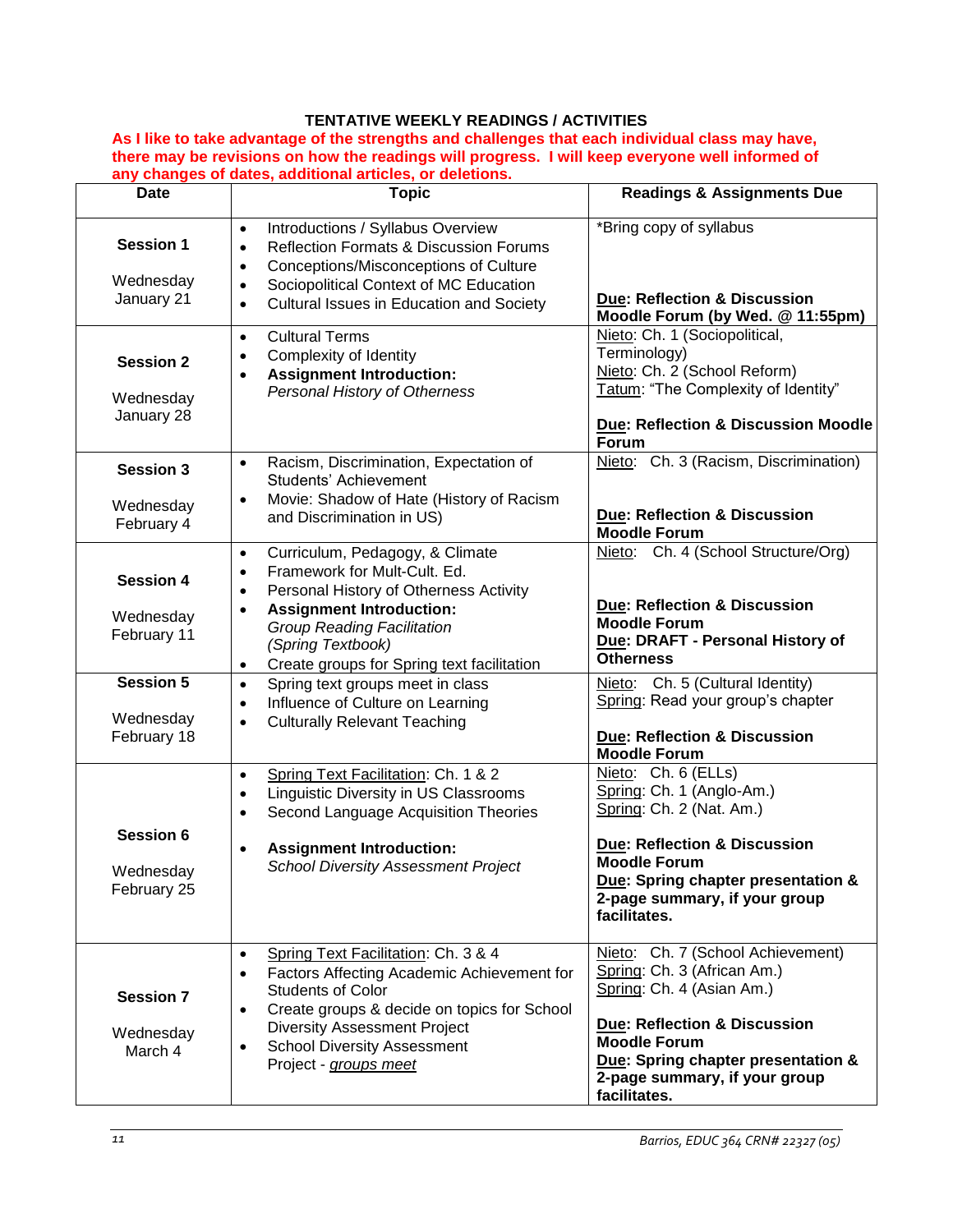## TENTATIVE WEEKLY READINGS / ACTIVITIES

**As I like to take advantage of the strengths and challenges that each individual class may have, there may be revisions on how the readings will progress. I will keep everyone well informed of any changes of dates, additional articles, or deletions.**

| Date | Topic | Readings & Assignments Due |
|---|---|---|
| **Session 1**<br><br>Wednesday January 21 | • Introductions / Syllabus Overview<br>• Reflection Formats & Discussion Forums<br>• Conceptions/Misconceptions of Culture<br>• Sociopolitical Context of MC Education<br>• Cultural Issues in Education and Society | *Bring copy of syllabus<br><br>**Due: Reflection & Discussion Moodle Forum (by Wed. @ 11:55pm)** |
| **Session 2**<br><br>Wednesday January 28 | • Cultural Terms<br>• Complexity of Identity<br>• **Assignment Introduction:** *Personal History of Otherness* | Nieto: Ch. 1 (Sociopolitical, Terminology)<br>Nieto: Ch. 2 (School Reform)<br>Tatum: "The Complexity of Identity"<br><br>**Due: Reflection & Discussion Moodle Forum** |
| **Session 3**<br><br>Wednesday February 4 | • Racism, Discrimination, Expectation of Students' Achievement<br>• Movie: Shadow of Hate (History of Racism and Discrimination in US) | Nieto: Ch. 3 (Racism, Discrimination)<br><br>**Due: Reflection & Discussion Moodle Forum** |
| **Session 4**<br><br>Wednesday February 11 | • Curriculum, Pedagogy, & Climate<br>• Framework for Mult-Cult. Ed.<br>• Personal History of Otherness Activity<br>• **Assignment Introduction:** *Group Reading Facilitation (Spring Textbook)*<br>• Create groups for Spring text facilitation | Nieto: Ch. 4 (School Structure/Org)<br><br>**Due: Reflection & Discussion Moodle Forum**<br>**Due: DRAFT - Personal History of Otherness** |
| **Session 5**<br><br>Wednesday February 18 | • Spring text groups meet in class<br>• Influence of Culture on Learning<br>• Culturally Relevant Teaching | Nieto: Ch. 5 (Cultural Identity)<br>Spring: Read your group's chapter<br><br>**Due: Reflection & Discussion Moodle Forum** |
| **Session 6**<br><br>Wednesday February 25 | • Spring Text Facilitation: Ch. 1 & 2<br>• Linguistic Diversity in US Classrooms<br>• Second Language Acquisition Theories<br><br>• **Assignment Introduction:** *School Diversity Assessment Project* | Nieto: Ch. 6 (ELLs)<br>Spring: Ch. 1 (Anglo-Am.)<br>Spring: Ch. 2 (Nat. Am.)<br><br>**Due: Reflection & Discussion Moodle Forum**<br>**Due: Spring chapter presentation & 2-page summary, if your group facilitates.** |
| **Session 7**<br><br>Wednesday March 4 | • Spring Text Facilitation: Ch. 3 & 4<br>• Factors Affecting Academic Achievement for Students of Color<br>• Create groups & decide on topics for School Diversity Assessment Project<br>• School Diversity Assessment Project - *groups meet* | Nieto: Ch. 7 (School Achievement)<br>Spring: Ch. 3 (African Am.)<br>Spring: Ch. 4 (Asian Am.)<br><br>**Due: Reflection & Discussion Moodle Forum**<br>**Due: Spring chapter presentation & 2-page summary, if your group facilitates.** |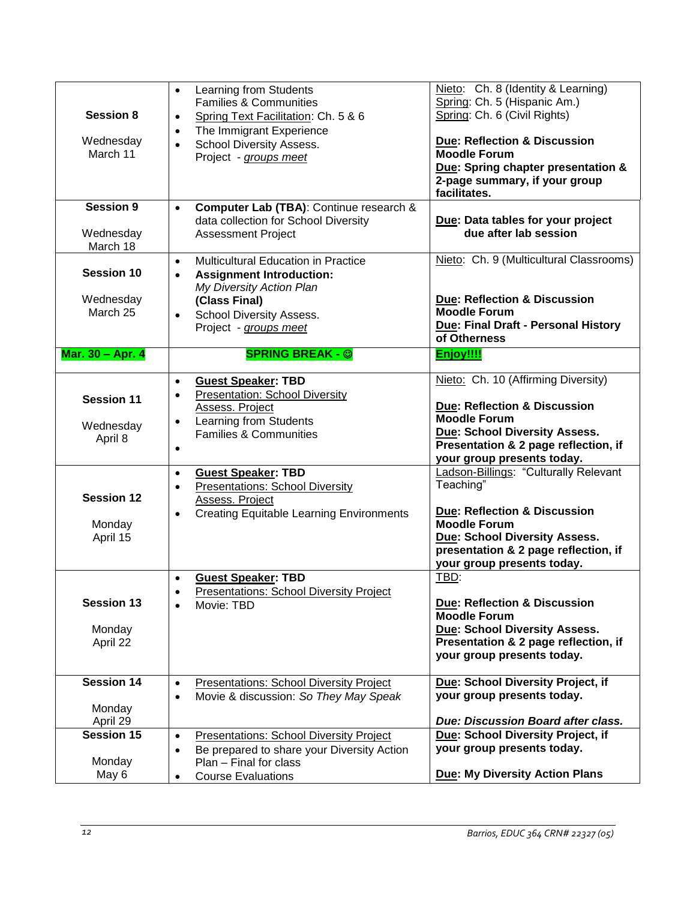| | | |
|---|---|---|
| **Session 8**<br><br>Wednesday<br>March 11 | • Learning from Students Families & Communities<br>• Spring Text Facilitation: Ch. 5 & 6<br>• The Immigrant Experience<br>• School Diversity Assess. Project - *groups meet* | Nieto: Ch. 8 (Identity & Learning)<br>Spring: Ch. 5 (Hispanic Am.)<br>Spring: Ch. 6 (Civil Rights)<br><br>**Due: Reflection & Discussion Moodle Forum**<br>**Due: Spring chapter presentation & 2-page summary, if your group facilitates.** |
| **Session 9**<br><br>Wednesday<br>March 18 | • **Computer Lab (TBA)**: Continue research & data collection for School Diversity Assessment Project | **Due: Data tables for your project due after lab session** |
| **Session 10**<br><br>Wednesday<br>March 25 | • Multicultural Education in Practice<br>• **Assignment Introduction:** *My Diversity Action Plan* **(Class Final)**<br>• School Diversity Assess. Project - *groups meet* | Nieto: Ch. 9 (Multicultural Classrooms)<br><br>**Due: Reflection & Discussion Moodle Forum**<br>**Due: Final Draft - Personal History of Otherness** |
| **Mar. 30 – Apr. 4** | **SPRING BREAK - ☺** | **Enjoy!!!!** |
| **Session 11**<br><br>Wednesday<br>April 8 | • **Guest Speaker: TBD**<br>• Presentation: School Diversity Assess. Project<br>• Learning from Students Families & Communities<br>• | Nieto: Ch. 10 (Affirming Diversity)<br><br>**Due: Reflection & Discussion Moodle Forum**<br>**Due: School Diversity Assess. Presentation & 2 page reflection, if your group presents today.** |
| **Session 12**<br><br>Monday<br>April 15 | • **Guest Speaker: TBD**<br>• Presentations: School Diversity Assess. Project<br>• Creating Equitable Learning Environments | Ladson-Billings: "Culturally Relevant Teaching"<br><br>**Due: Reflection & Discussion Moodle Forum**<br>**Due: School Diversity Assess. presentation & 2 page reflection, if your group presents today.** |
| **Session 13**<br><br>Monday<br>April 22 | • **Guest Speaker: TBD**<br>• Presentations: School Diversity Project<br>• Movie: TBD | TBD:<br><br>**Due: Reflection & Discussion Moodle Forum**<br>**Due: School Diversity Assess. Presentation & 2 page reflection, if your group presents today.** |
| **Session 14**<br><br>Monday<br>April 29 | • Presentations: School Diversity Project<br>• Movie & discussion: *So They May Speak* | **Due: School Diversity Project, if your group presents today.**<br><br>***Due: Discussion Board after class.*** |
| **Session 15**<br><br>Monday<br>May 6 | • Presentations: School Diversity Project<br>• Be prepared to share your Diversity Action Plan – Final for class<br>• Course Evaluations | **Due: School Diversity Project, if your group presents today.**<br><br>**Due: My Diversity Action Plans** |